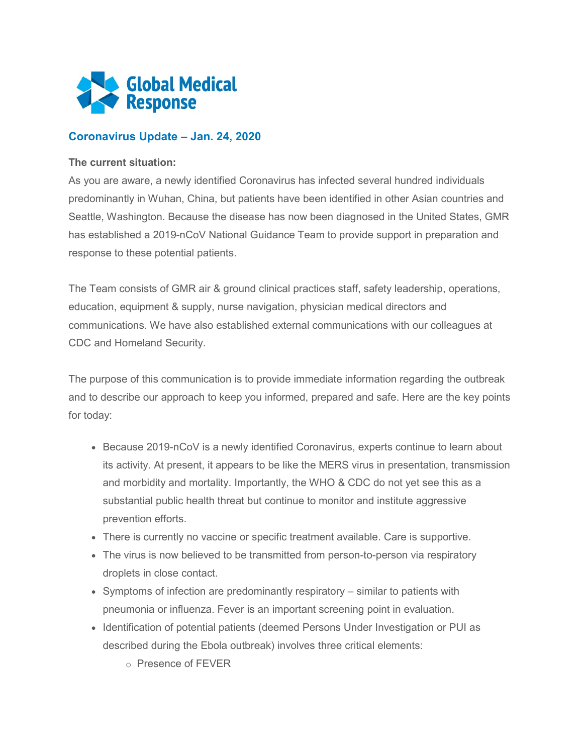# Global Medical Response

## Coronavirus Update – Jan. 24, 2020

**The current situation:**

As you are aware, a newly identified Coronavirus has infected several hundred individuals predominantly in Wuhan, China, but patients have been identified in other Asian countries and Seattle, Washington. Because the disease has now been diagnosed in the United States, GMR has established a 2019-nCoV National Guidance Team to provide support in preparation and response to these potential patients.

The Team consists of GMR air & ground clinical practices staff, safety leadership, operations, education, equipment & supply, nurse navigation, physician medical directors and communications. We have also established external communications with our colleagues at CDC and Homeland Security.

The purpose of this communication is to provide immediate information regarding the outbreak and to describe our approach to keep you informed, prepared and safe. Here are the key points for today:

- Because 2019-nCoV is a newly identified Coronavirus, experts continue to learn about its activity. At present, it appears to be like the MERS virus in presentation, transmission and morbidity and mortality. Importantly, the WHO & CDC do not yet see this as a substantial public health threat but continue to monitor and institute aggressive prevention efforts.
- There is currently no vaccine or specific treatment available. Care is supportive.
- The virus is now believed to be transmitted from person-to-person via respiratory droplets in close contact.
- Symptoms of infection are predominantly respiratory – similar to patients with pneumonia or influenza. Fever is an important screening point in evaluation.
- Identification of potential patients (deemed Persons Under Investigation or PUI as described during the Ebola outbreak) involves three critical elements:
  - Presence of FEVER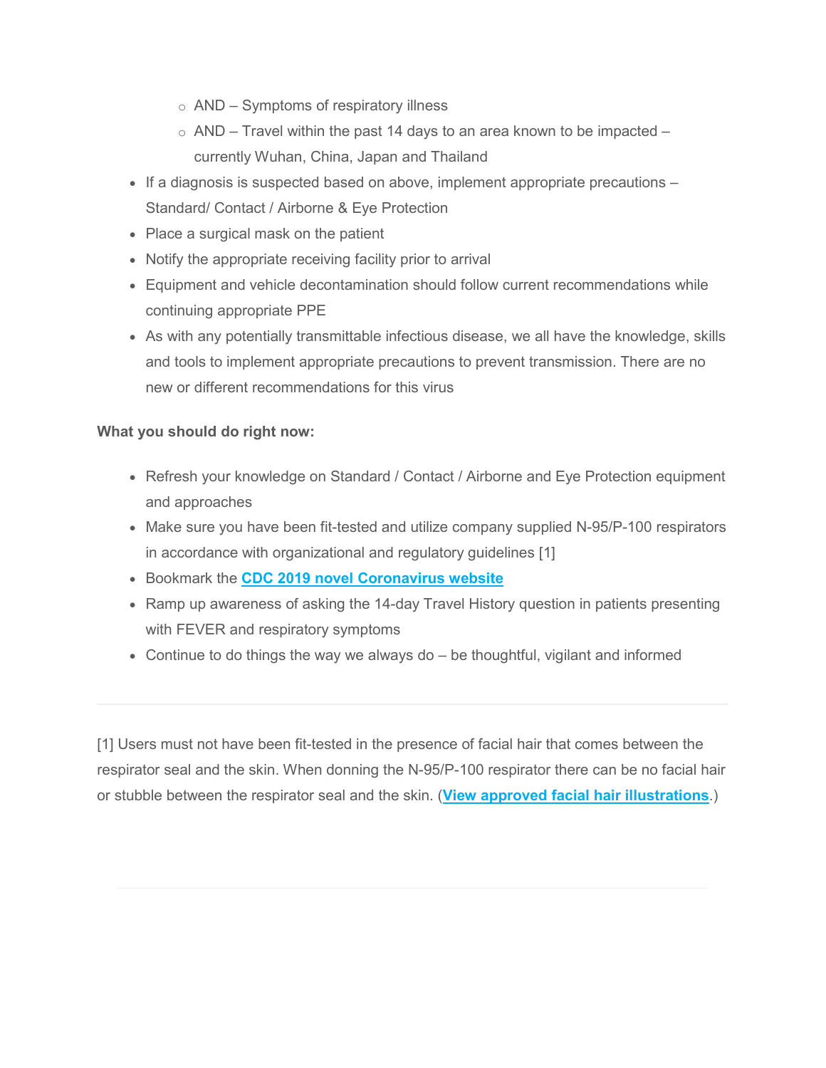- AND – Symptoms of respiratory illness
  - AND – Travel within the past 14 days to an area known to be impacted – currently Wuhan, China, Japan and Thailand
- If a diagnosis is suspected based on above, implement appropriate precautions – Standard/ Contact / Airborne & Eye Protection
- Place a surgical mask on the patient
- Notify the appropriate receiving facility prior to arrival
- Equipment and vehicle decontamination should follow current recommendations while continuing appropriate PPE
- As with any potentially transmittable infectious disease, we all have the knowledge, skills and tools to implement appropriate precautions to prevent transmission. There are no new or different recommendations for this virus

**What you should do right now:**

- Refresh your knowledge on Standard / Contact / Airborne and Eye Protection equipment and approaches
- Make sure you have been fit-tested and utilize company supplied N-95/P-100 respirators in accordance with organizational and regulatory guidelines [1]
- Bookmark the **CDC 2019 novel Coronavirus website**
- Ramp up awareness of asking the 14-day Travel History question in patients presenting with FEVER and respiratory symptoms
- Continue to do things the way we always do – be thoughtful, vigilant and informed

---

[1] Users must not have been fit-tested in the presence of facial hair that comes between the respirator seal and the skin. When donning the N-95/P-100 respirator there can be no facial hair or stubble between the respirator seal and the skin. (**View approved facial hair illustrations**.)